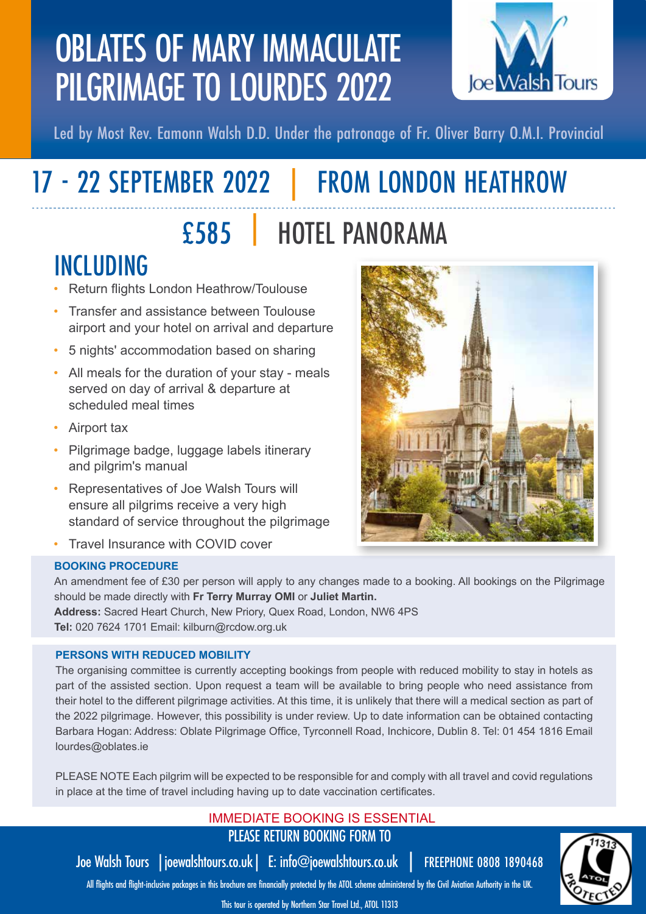# OBLATES OF MARY IMMACULATE PILGRIMAGE TO LOURDES 2022

Joe Walsh Tours

Led by Most Rev. Eamonn Walsh D.D. Under the patronage of Fr. Oliver Barry O.M.I. Provincial

## 17 - 22 SEPTEMBER 2022 | FROM LONDON HEATHROW

## £585 | HOTEL PANORAMA

## INCLUDING

- Return flights London Heathrow/Toulouse
- Transfer and assistance between Toulouse airport and your hotel on arrival and departure
- 5 nights' accommodation based on sharing
- All meals for the duration of your stay - meals served on day of arrival & departure at scheduled meal times
- Airport tax
- Pilgrimage badge, luggage labels itinerary and pilgrim's manual
- Representatives of Joe Walsh Tours will ensure all pilgrims receive a very high standard of service throughout the pilgrimage
- Travel Insurance with COVID cover

### BOOKING PROCEDURE

An amendment fee of £30 per person will apply to any changes made to a booking. All bookings on the Pilgrimage should be made directly with **Fr Terry Murray OMI** or **Juliet Martin.**

**Address:** Sacred Heart Church, New Priory, Quex Road, London, NW6 4PS

**Tel:** 020 7624 1701 Email: kilburn@rcdow.org.uk

### PERSONS WITH REDUCED MOBILITY

The organising committee is currently accepting bookings from people with reduced mobility to stay in hotels as part of the assisted section. Upon request a team will be available to bring people who need assistance from their hotel to the different pilgrimage activities. At this time, it is unlikely that there will a medical section as part of the 2022 pilgrimage. However, this possibility is under review. Up to date information can be obtained contacting Barbara Hogan: Address: Oblate Pilgrimage Office, Tyrconnell Road, Inchicore, Dublin 8. Tel: 01 454 1816 Email lourdes@oblates.ie

PLEASE NOTE Each pilgrim will be expected to be responsible for and comply with all travel and covid regulations in place at the time of travel including having up to date vaccination certificates.

IMMEDIATE BOOKING IS ESSENTIAL

PLEASE RETURN BOOKING FORM TO

Joe Walsh Tours | joewalshtours.co.uk | E: info@joewalshtours.co.uk | FREEPHONE 0808 1890468

All flights and flight-inclusive packages in this brochure are financially protected by the ATOL scheme administered by the Civil Aviation Authority in the UK.

This tour is operated by Northern Star Travel Ltd., ATOL 11313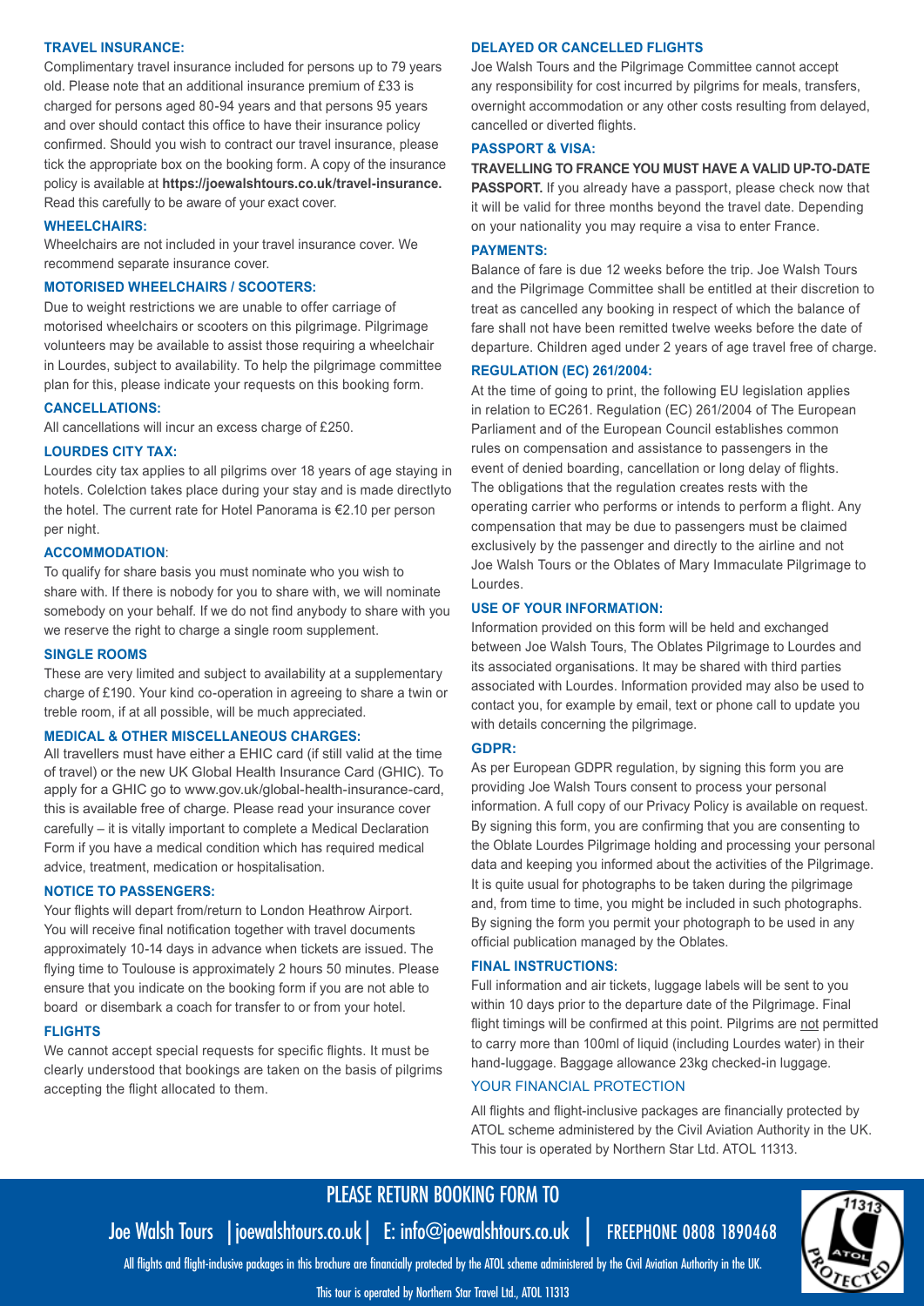## TRAVEL INSURANCE:

Complimentary travel insurance included for persons up to 79 years old. Please note that an additional insurance premium of £33 is charged for persons aged 80-94 years and that persons 95 years and over should contact this office to have their insurance policy confirmed. Should you wish to contract our travel insurance, please tick the appropriate box on the booking form. A copy of the insurance policy is available at **https://joewalshtours.co.uk/travel-insurance.** Read this carefully to be aware of your exact cover.

## WHEELCHAIRS:

Wheelchairs are not included in your travel insurance cover. We recommend separate insurance cover.

## MOTORISED WHEELCHAIRS / SCOOTERS:

Due to weight restrictions we are unable to offer carriage of motorised wheelchairs or scooters on this pilgrimage. Pilgrimage volunteers may be available to assist those requiring a wheelchair in Lourdes, subject to availability. To help the pilgrimage committee plan for this, please indicate your requests on this booking form.

## CANCELLATIONS:

All cancellations will incur an excess charge of £250.

## LOURDES CITY TAX:

Lourdes city tax applies to all pilgrims over 18 years of age staying in hotels. Colelction takes place during your stay and is made directlyto the hotel. The current rate for Hotel Panorama is €2.10 per person per night.

## ACCOMMODATION:

To qualify for share basis you must nominate who you wish to share with. If there is nobody for you to share with, we will nominate somebody on your behalf. If we do not find anybody to share with you we reserve the right to charge a single room supplement.

## SINGLE ROOMS

These are very limited and subject to availability at a supplementary charge of £190. Your kind co-operation in agreeing to share a twin or treble room, if at all possible, will be much appreciated.

## MEDICAL & OTHER MISCELLANEOUS CHARGES:

All travellers must have either a EHIC card (if still valid at the time of travel) or the new UK Global Health Insurance Card (GHIC). To apply for a GHIC go to www.gov.uk/global-health-insurance-card, this is available free of charge. Please read your insurance cover carefully – it is vitally important to complete a Medical Declaration Form if you have a medical condition which has required medical advice, treatment, medication or hospitalisation.

## NOTICE TO PASSENGERS:

Your flights will depart from/return to London Heathrow Airport. You will receive final notification together with travel documents approximately 10-14 days in advance when tickets are issued. The flying time to Toulouse is approximately 2 hours 50 minutes. Please ensure that you indicate on the booking form if you are not able to board or disembark a coach for transfer to or from your hotel.

## FLIGHTS

We cannot accept special requests for specific flights. It must be clearly understood that bookings are taken on the basis of pilgrims accepting the flight allocated to them.

## DELAYED OR CANCELLED FLIGHTS

Joe Walsh Tours and the Pilgrimage Committee cannot accept any responsibility for cost incurred by pilgrims for meals, transfers, overnight accommodation or any other costs resulting from delayed, cancelled or diverted flights.

## PASSPORT & VISA:

**TRAVELLING TO FRANCE YOU MUST HAVE A VALID UP-TO-DATE PASSPORT.** If you already have a passport, please check now that it will be valid for three months beyond the travel date. Depending on your nationality you may require a visa to enter France.

## PAYMENTS:

Balance of fare is due 12 weeks before the trip. Joe Walsh Tours and the Pilgrimage Committee shall be entitled at their discretion to treat as cancelled any booking in respect of which the balance of fare shall not have been remitted twelve weeks before the date of departure. Children aged under 2 years of age travel free of charge.

## REGULATION (EC) 261/2004:

At the time of going to print, the following EU legislation applies in relation to EC261. Regulation (EC) 261/2004 of The European Parliament and of the European Council establishes common rules on compensation and assistance to passengers in the event of denied boarding, cancellation or long delay of flights. The obligations that the regulation creates rests with the operating carrier who performs or intends to perform a flight. Any compensation that may be due to passengers must be claimed exclusively by the passenger and directly to the airline and not Joe Walsh Tours or the Oblates of Mary Immaculate Pilgrimage to Lourdes.

## USE OF YOUR INFORMATION:

Information provided on this form will be held and exchanged between Joe Walsh Tours, The Oblates Pilgrimage to Lourdes and its associated organisations. It may be shared with third parties associated with Lourdes. Information provided may also be used to contact you, for example by email, text or phone call to update you with details concerning the pilgrimage.

## GDPR:

As per European GDPR regulation, by signing this form you are providing Joe Walsh Tours consent to process your personal information. A full copy of our Privacy Policy is available on request. By signing this form, you are confirming that you are consenting to the Oblate Lourdes Pilgrimage holding and processing your personal data and keeping you informed about the activities of the Pilgrimage. It is quite usual for photographs to be taken during the pilgrimage and, from time to time, you might be included in such photographs. By signing the form you permit your photograph to be used in any official publication managed by the Oblates.

## FINAL INSTRUCTIONS:

Full information and air tickets, luggage labels will be sent to you within 10 days prior to the departure date of the Pilgrimage. Final flight timings will be confirmed at this point. Pilgrims are not permitted to carry more than 100ml of liquid (including Lourdes water) in their hand-luggage. Baggage allowance 23kg checked-in luggage.

## YOUR FINANCIAL PROTECTION

All flights and flight-inclusive packages are financially protected by ATOL scheme administered by the Civil Aviation Authority in the UK. This tour is operated by Northern Star Ltd. ATOL 11313.

## PLEASE RETURN BOOKING FORM TO

Joe Walsh Tours | joewalshtours.co.uk | E: info@joewalshtours.co.uk | FREEPHONE 0808 1890468

All flights and flight-inclusive packages in this brochure are financially protected by the ATOL scheme administered by the Civil Aviation Authority in the UK.

This tour is operated by Northern Star Travel Ltd., ATOL 11313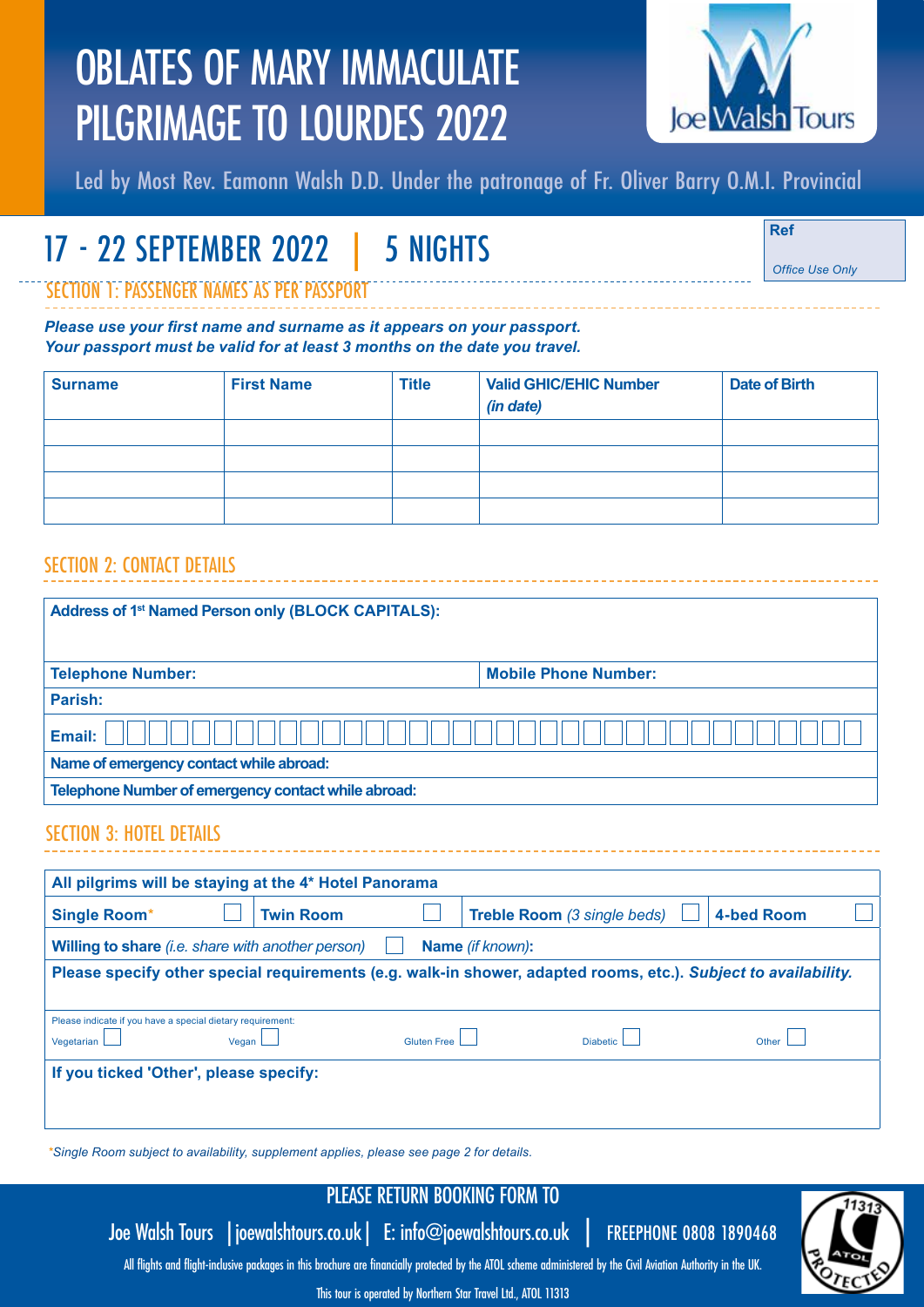# OBLATES OF MARY IMMACULATE PILGRIMAGE TO LOURDES 2022

Joe Walsh Tours

Led by Most Rev. Eamonn Walsh D.D. Under the patronage of Fr. Oliver Barry O.M.I. Provincial

## 17 - 22 SEPTEMBER 2022 | 5 NIGHTS

**Ref**

*Office Use Only*

### SECTION 1: PASSENGER NAMES AS PER PASSPORT

***Please use your first name and surname as it appears on your passport.***
***Your passport must be valid for at least 3 months on the date you travel.***

| Surname | First Name | Title | Valid GHIC/EHIC Number *(in date)* | Date of Birth |
|---|---|---|---|---|
| | | | | |
| | | | | |
| | | | | |
| | | | | |

### SECTION 2: CONTACT DETAILS

| | |
|---|---|
| **Address of 1st Named Person only (BLOCK CAPITALS):** | |
| **Telephone Number:** | **Mobile Phone Number:** |
| **Parish:** | |
| **Email:** | |
| **Name of emergency contact while abroad:** | |
| **Telephone Number of emergency contact while abroad:** | |

### SECTION 3: HOTEL DETAILS

**All pilgrims will be staying at the 4* Hotel Panorama**

| | | | |
|---|---|---|---|
| **Single Room*** ☐ | **Twin Room** ☐ | **Treble Room** *(3 single beds)* ☐ | **4-bed Room** ☐ |

**Willing to share** *(i.e. share with another person)* ☐ **Name** *(if known)*:

**Please specify other special requirements (e.g. walk-in shower, adapted rooms, etc.).** ***Subject to availability.***

Please indicate if you have a special dietary requirement:

Vegetarian ☐ Vegan ☐ Gluten Free ☐ Diabetic ☐ Other ☐

**If you ticked 'Other', please specify:**

*\*Single Room subject to availability, supplement applies, please see page 2 for details.*

PLEASE RETURN BOOKING FORM TO

Joe Walsh Tours | joewalshtours.co.uk | E: info@joewalshtours.co.uk | FREEPHONE 0808 1890468

All flights and flight-inclusive packages in this brochure are financially protected by the ATOL scheme administered by the Civil Aviation Authority in the UK.

This tour is operated by Northern Star Travel Ltd., ATOL 11313

ATOL PROTECTED 11313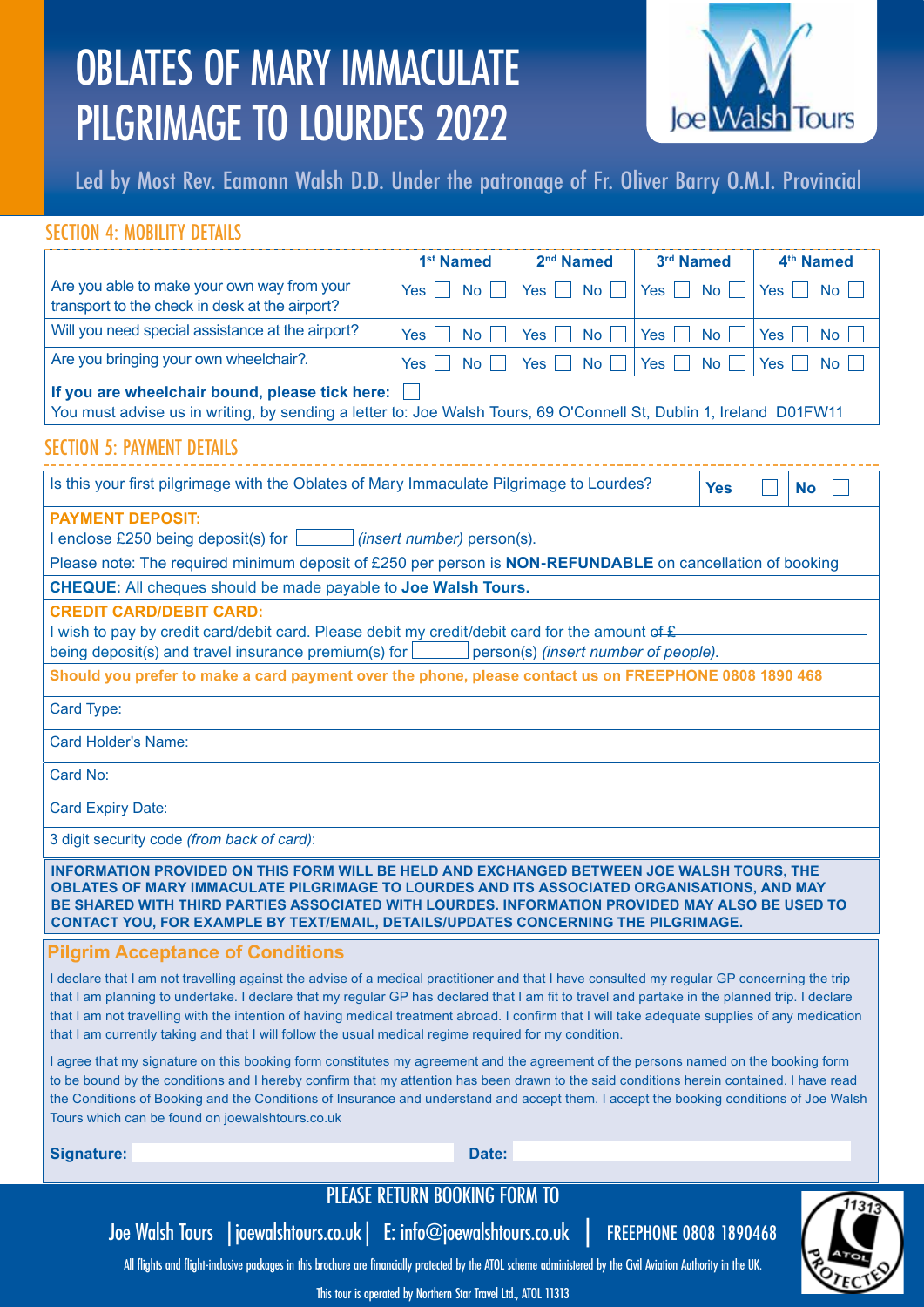# OBLATES OF MARY IMMACULATE PILGRIMAGE TO LOURDES 2022

Joe Walsh Tours

Led by Most Rev. Eamonn Walsh D.D. Under the patronage of Fr. Oliver Barry O.M.I. Provincial

## SECTION 4: MOBILITY DETAILS

| | 1st Named | 2nd Named | 3rd Named | 4th Named |
|---|---|---|---|---|
| Are you able to make your own way from your transport to the check in desk at the airport? | Yes ☐ No ☐ | Yes ☐ No ☐ | Yes ☐ No ☐ | Yes ☐ No ☐ |
| Will you need special assistance at the airport? | Yes ☐ No ☐ | Yes ☐ No ☐ | Yes ☐ No ☐ | Yes ☐ No ☐ |
| Are you bringing your own wheelchair?. | Yes ☐ No ☐ | Yes ☐ No ☐ | Yes ☐ No ☐ | Yes ☐ No ☐ |

**If you are wheelchair bound, please tick here:** ☐

You must advise us in writing, by sending a letter to: Joe Walsh Tours, 69 O'Connell St, Dublin 1, Ireland D01FW11

## SECTION 5: PAYMENT DETAILS

Is this your first pilgrimage with the Oblates of Mary Immaculate Pilgrimage to Lourdes? **Yes** ☐ **No** ☐

**PAYMENT DEPOSIT:**

I enclose £250 being deposit(s) for ______ *(insert number)* person(s).

Please note: The required minimum deposit of £250 per person is **NON-REFUNDABLE** on cancellation of booking

**CHEQUE:** All cheques should be made payable to **Joe Walsh Tours.**

**CREDIT CARD/DEBIT CARD:**

I wish to pay by credit card/debit card. Please debit my credit/debit card for the amount of £______________ being deposit(s) and travel insurance premium(s) for ______ person(s) *(insert number of people).*

**Should you prefer to make a card payment over the phone, please contact us on FREEPHONE 0808 1890 468**

Card Type:

Card Holder's Name:

Card No:

Card Expiry Date:

3 digit security code *(from back of card)*:

**INFORMATION PROVIDED ON THIS FORM WILL BE HELD AND EXCHANGED BETWEEN JOE WALSH TOURS, THE OBLATES OF MARY IMMACULATE PILGRIMAGE TO LOURDES AND ITS ASSOCIATED ORGANISATIONS, AND MAY BE SHARED WITH THIRD PARTIES ASSOCIATED WITH LOURDES. INFORMATION PROVIDED MAY ALSO BE USED TO CONTACT YOU, FOR EXAMPLE BY TEXT/EMAIL, DETAILS/UPDATES CONCERNING THE PILGRIMAGE.**

### Pilgrim Acceptance of Conditions

I declare that I am not travelling against the advise of a medical practitioner and that I have consulted my regular GP concerning the trip that I am planning to undertake. I declare that my regular GP has declared that I am fit to travel and partake in the planned trip. I declare that I am not travelling with the intention of having medical treatment abroad. I confirm that I will take adequate supplies of any medication that I am currently taking and that I will follow the usual medical regime required for my condition.

I agree that my signature on this booking form constitutes my agreement and the agreement of the persons named on the booking form to be bound by the conditions and I hereby confirm that my attention has been drawn to the said conditions herein contained. I have read the Conditions of Booking and the Conditions of Insurance and understand and accept them. I accept the booking conditions of Joe Walsh Tours which can be found on joewalshtours.co.uk

**Signature:** ______________________ **Date:** ______________________

PLEASE RETURN BOOKING FORM TO

Joe Walsh Tours | joewalshtours.co.uk | E: info@joewalshtours.co.uk | FREEPHONE 0808 1890468

All flights and flight-inclusive packages in this brochure are financially protected by the ATOL scheme administered by the Civil Aviation Authority in the UK.

This tour is operated by Northern Star Travel Ltd., ATOL 11313

11313 ATOL PROTECTED